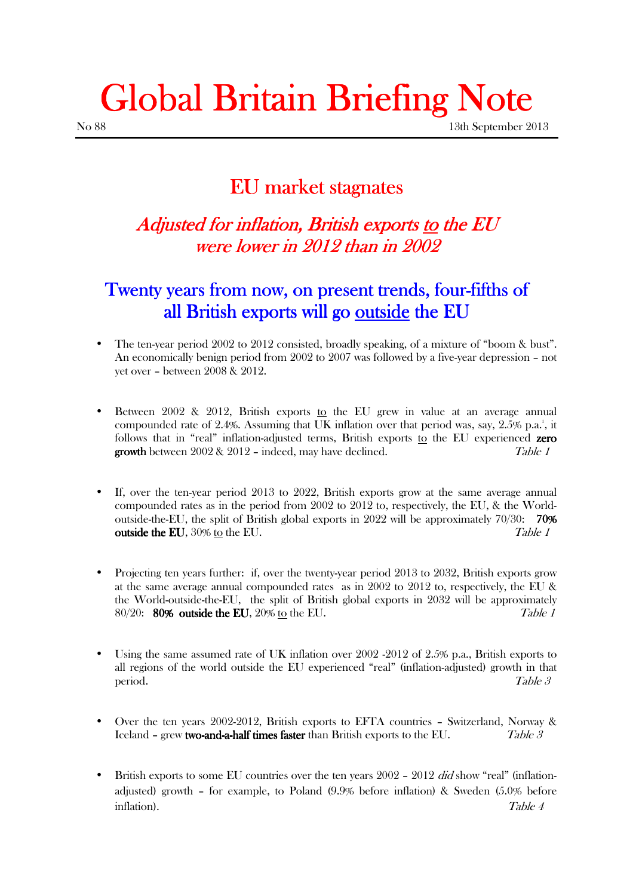# Global Britain Briefing Note

No 88 13th September 2013

## EU market stagnates

### *Adjusted for inflation, British exports to the EU were lower in 2012 than in 2002*

## Twenty years from now, on present trends, four-fifths of all British exports will go outside the EU

- The ten-year period 2002 to 2012 consisted, broadly speaking, of a mixture of "boom & bust". An economically benign period from 2002 to 2007 was followed by a five-year depression – not yet over – between 2008 & 2012.

- Between 2002 & 2012, British exports to the EU grew in value at an average annual compounded rate of 2.4%. Assuming that UK inflation over that period was, say, 2.5% p.a.[i], it follows that in "real" inflation-adjusted terms, British exports to the EU experienced **zero growth** between 2002 & 2012 – indeed, may have declined. *Table 1*

- If, over the ten-year period 2013 to 2022, British exports grow at the same average annual compounded rates as in the period from 2002 to 2012 to, respectively, the EU, & the World-outside-the-EU, the split of British global exports in 2022 will be approximately 70/30: **70% outside the EU**, 30% to the EU. *Table 1*

- Projecting ten years further: if, over the twenty-year period 2013 to 2032, British exports grow at the same average annual compounded rates as in 2002 to 2012 to, respectively, the EU & the World-outside-the-EU, the split of British global exports in 2032 will be approximately 80/20: **80% outside the EU**, 20% to the EU. *Table 1*

- Using the same assumed rate of UK inflation over 2002 -2012 of 2.5% p.a., British exports to all regions of the world outside the EU experienced "real" (inflation-adjusted) growth in that period. *Table 3*

- Over the ten years 2002-2012, British exports to EFTA countries – Switzerland, Norway & Iceland – grew **two-and-a-half times faster** than British exports to the EU. *Table 3*

- British exports to some EU countries over the ten years 2002 – 2012 *did* show "real" (inflation-adjusted) growth – for example, to Poland (9.9% before inflation) & Sweden (5.0% before inflation). *Table 4*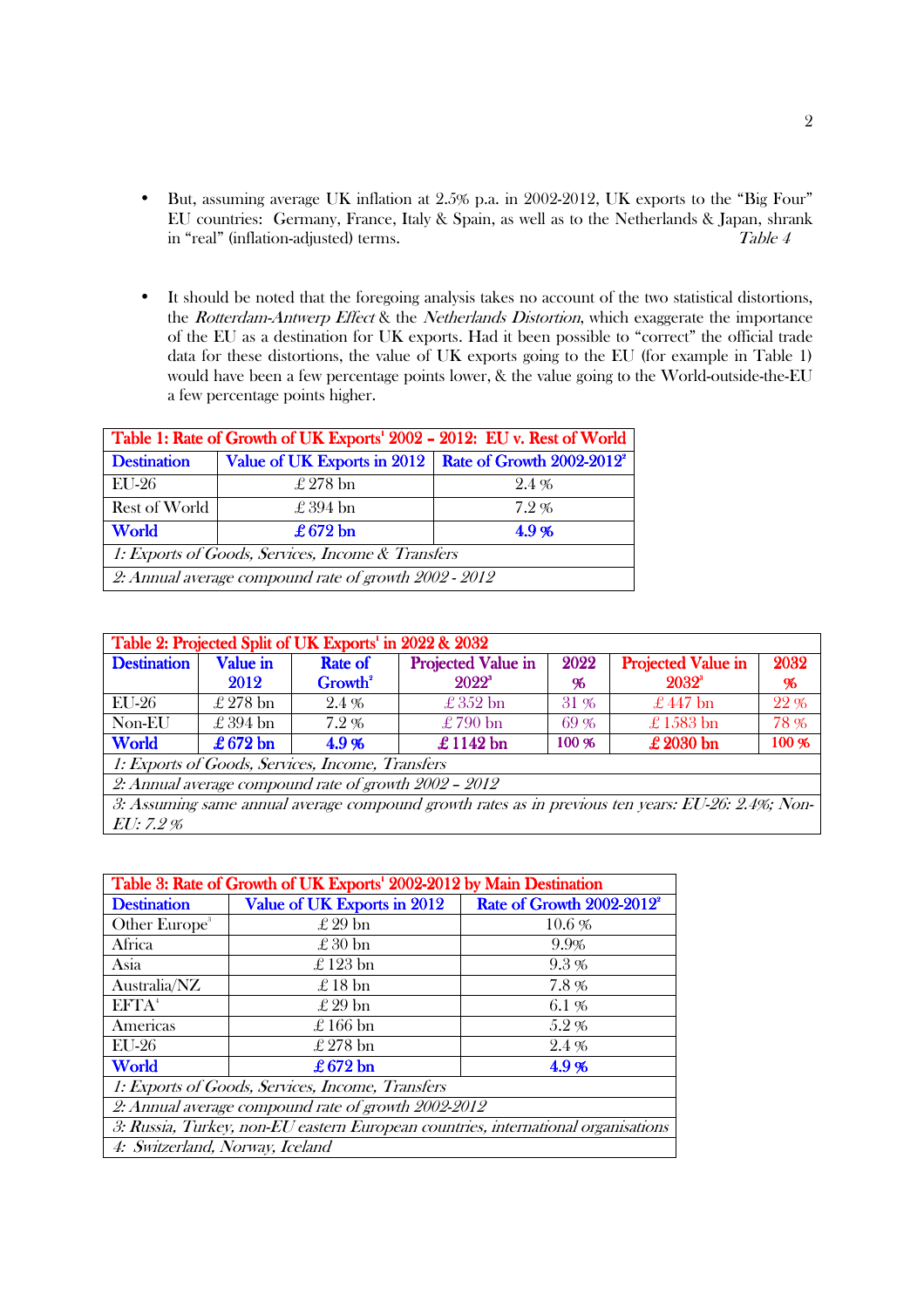- But, assuming average UK inflation at 2.5% p.a. in 2002-2012, UK exports to the "Big Four" EU countries: Germany, France, Italy & Spain, as well as to the Netherlands & Japan, shrank in "real" (inflation-adjusted) terms. *Table 4*

- It should be noted that the foregoing analysis takes no account of the two statistical distortions, the *Rotterdam-Antwerp Effect* & the *Netherlands Distortion*, which exaggerate the importance of the EU as a destination for UK exports. Had it been possible to "correct" the official trade data for these distortions, the value of UK exports going to the EU (for example in Table 1) would have been a few percentage points lower, & the value going to the World-outside-the-EU a few percentage points higher.

| Table 1: Rate of Growth of UK Exports[1] 2002 – 2012: EU v. Rest of World | | |
|---|---|---|
| **Destination** | **Value of UK Exports in 2012** | **Rate of Growth 2002-2012[2]** |
| EU-26 | £ 278 bn | 2.4 % |
| Rest of World | £ 394 bn | 7.2 % |
| **World** | **£ 672 bn** | **4.9 %** |
| *1: Exports of Goods, Services, Income & Transfers* | | |
| *2: Annual average compound rate of growth 2002 - 2012* | | |

| Table 2: Projected Split of UK Exports[1] in 2022 & 2032 | | | | | | |
|---|---|---|---|---|---|---|
| **Destination** | **Value in 2012** | **Rate of Growth[2]** | **Projected Value in 2022[3]** | **2022 %** | **Projected Value in 2032[3]** | **2032 %** |
| EU-26 | £ 278 bn | 2.4 % | £ 352 bn | 31 % | £ 447 bn | 22 % |
| Non-EU | £ 394 bn | 7.2 % | £ 790 bn | 69 % | £ 1583 bn | 78 % |
| **World** | **£ 672 bn** | **4.9 %** | **£ 1142 bn** | **100 %** | **£ 2030 bn** | **100 %** |
| *1: Exports of Goods, Services, Income, Transfers* | | | | | | |
| *2: Annual average compound rate of growth 2002 – 2012* | | | | | | |
| *3: Assuming same annual average compound growth rates as in previous ten years: EU-26: 2.4%; Non-EU: 7.2 %* | | | | | | |

| Table 3: Rate of Growth of UK Exports[1] 2002-2012 by Main Destination | | |
|---|---|---|
| **Destination** | **Value of UK Exports in 2012** | **Rate of Growth 2002-2012[2]** |
| Other Europe[3] | £ 29 bn | 10.6 % |
| Africa | £ 30 bn | 9.9% |
| Asia | £ 123 bn | 9.3 % |
| Australia/NZ | £ 18 bn | 7.8 % |
| EFTA[4] | £ 29 bn | 6.1 % |
| Americas | £ 166 bn | 5.2 % |
| EU-26 | £ 278 bn | 2.4 % |
| **World** | **£ 672 bn** | **4.9 %** |
| *1: Exports of Goods, Services, Income, Transfers* | | |
| *2: Annual average compound rate of growth 2002-2012* | | |
| *3: Russia, Turkey, non-EU eastern European countries, international organisations* | | |
| *4: Switzerland, Norway, Iceland* | | |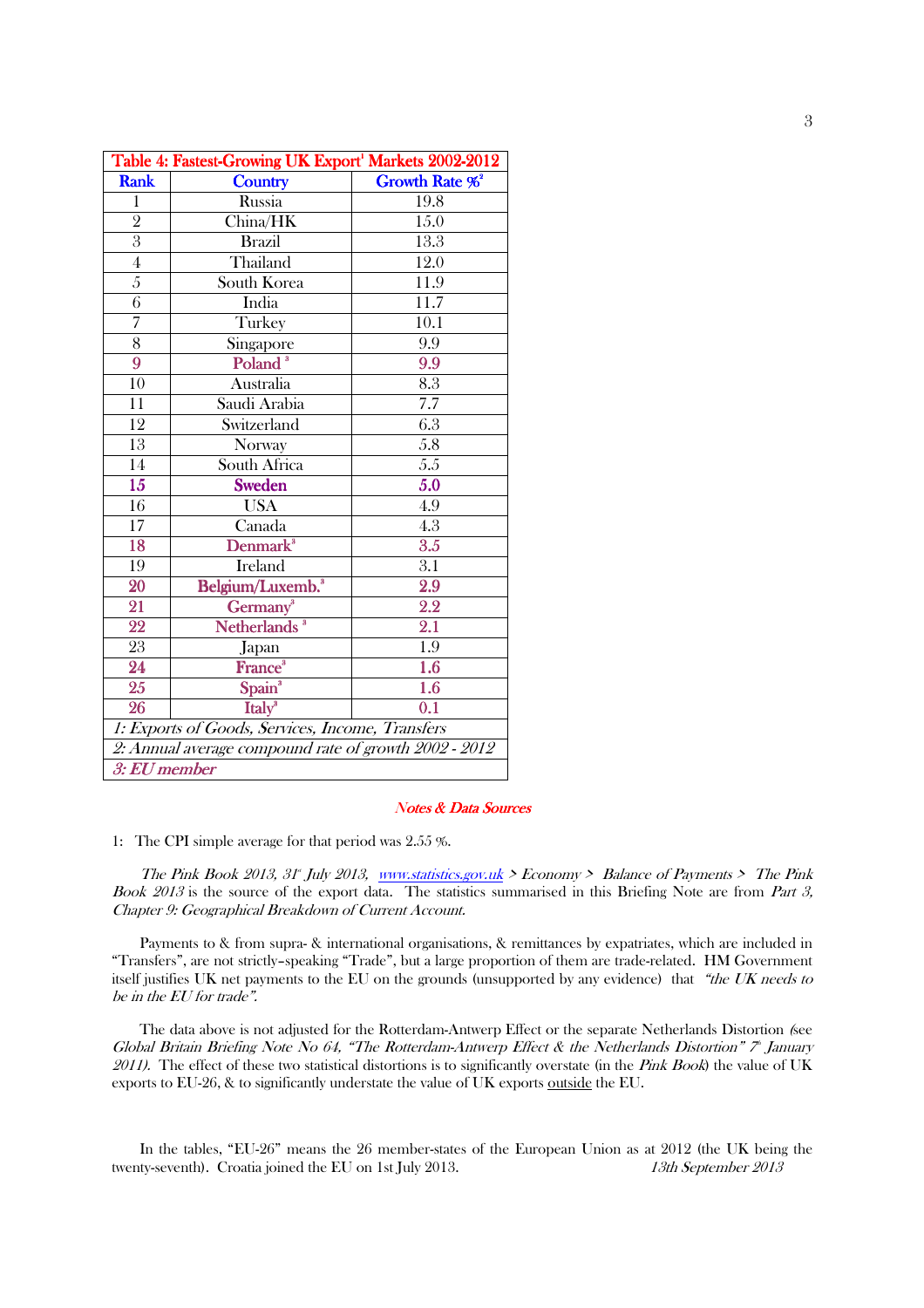| Table 4: Fastest-Growing UK Export[1] Markets 2002-2012 | | |
|---|---|---|
| **Rank** | **Country** | **Growth Rate %[2]** |
| 1 | Russia | 19.8 |
| 2 | China/HK | 15.0 |
| 3 | Brazil | 13.3 |
| 4 | Thailand | 12.0 |
| 5 | South Korea | 11.9 |
| 6 | India | 11.7 |
| 7 | Turkey | 10.1 |
| 8 | Singapore | 9.9 |
| **9** | **Poland [3]** | **9.9** |
| 10 | Australia | 8.3 |
| 11 | Saudi Arabia | 7.7 |
| 12 | Switzerland | 6.3 |
| 13 | Norway | 5.8 |
| 14 | South Africa | 5.5 |
| **15** | **Sweden** | **5.0** |
| 16 | USA | 4.9 |
| 17 | Canada | 4.3 |
| **18** | **Denmark[3]** | **3.5** |
| 19 | Ireland | 3.1 |
| **20** | **Belgium/Luxemb.[3]** | **2.9** |
| **21** | **Germany[3]** | **2.2** |
| **22** | **Netherlands [3]** | **2.1** |
| 23 | Japan | 1.9 |
| **24** | **France[3]** | **1.6** |
| **25** | **Spain[3]** | **1.6** |
| **26** | **Italy[3]** | **0.1** |
| *1: Exports of Goods, Services, Income, Transfers* | | |
| *2: Annual average compound rate of growth 2002 - 2012* | | |
| *3: EU member* | | |

***Notes & Data Sources***

1: The CPI simple average for that period was 2.55 %.

*The Pink Book 2013, 31[st] July 2013,* www.statistics.gov.uk > *Economy* > *Balance of Payments* > *The Pink Book 2013* is the source of the export data. The statistics summarised in this Briefing Note are from *Part 3, Chapter 9: Geographical Breakdown of Current Account.*

Payments to & from supra- & international organisations, & remittances by expatriates, which are included in "Transfers", are not strictly–speaking "Trade", but a large proportion of them are trade-related. HM Government itself justifies UK net payments to the EU on the grounds (unsupported by any evidence) that *"the UK needs to be in the EU for trade".*

The data above is not adjusted for the Rotterdam-Antwerp Effect or the separate Netherlands Distortion *(see Global Britain Briefing Note No 64, "The Rotterdam-Antwerp Effect & the Netherlands Distortion" 7[th] January 2011).* The effect of these two statistical distortions is to significantly overstate (in the *Pink Book*) the value of UK exports to EU-26, & to significantly understate the value of UK exports outside the EU.

In the tables, "EU-26" means the 26 member-states of the European Union as at 2012 (the UK being the twenty-seventh). Croatia joined the EU on 1st July 2013. *13th September 2013*